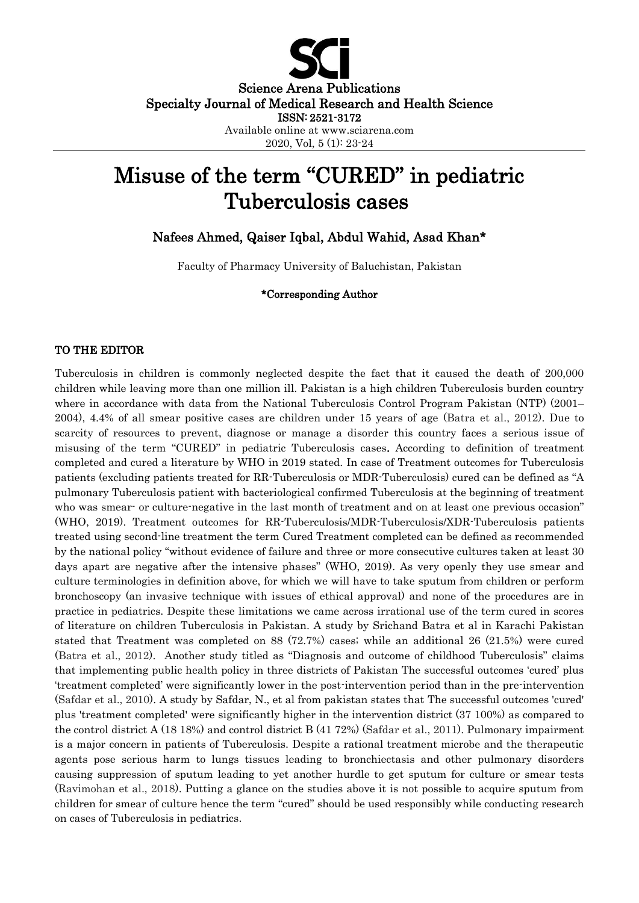Science Arena Publications
Specialty Journal of Medical Research and Health Science
ISSN: 2521-3172
Available online at www.sciarena.com
2020, Vol, 5 (1): 23-24

# Misuse of the term "CURED" in pediatric Tuberculosis cases

## Nafees Ahmed, Qaiser Iqbal, Abdul Wahid, Asad Khan*

Faculty of Pharmacy University of Baluchistan, Pakistan

**\*Corresponding Author**

### TO THE EDITOR

Tuberculosis in children is commonly neglected despite the fact that it caused the death of 200,000 children while leaving more than one million ill. Pakistan is a high children Tuberculosis burden country where in accordance with data from the National Tuberculosis Control Program Pakistan (NTP) (2001–2004), 4.4% of all smear positive cases are children under 15 years of age (Batra et al., 2012). Due to scarcity of resources to prevent, diagnose or manage a disorder this country faces a serious issue of misusing of the term "CURED" in pediatric Tuberculosis cases**.** According to definition of treatment completed and cured a literature by WHO in 2019 stated. In case of Treatment outcomes for Tuberculosis patients (excluding patients treated for RR-Tuberculosis or MDR-Tuberculosis) cured can be defined as "A pulmonary Tuberculosis patient with bacteriological confirmed Tuberculosis at the beginning of treatment who was smear- or culture-negative in the last month of treatment and on at least one previous occasion" (WHO, 2019). Treatment outcomes for RR-Tuberculosis/MDR-Tuberculosis/XDR-Tuberculosis patients treated using second-line treatment the term Cured Treatment completed can be defined as recommended by the national policy "without evidence of failure and three or more consecutive cultures taken at least 30 days apart are negative after the intensive phases" (WHO, 2019). As very openly they use smear and culture terminologies in definition above, for which we will have to take sputum from children or perform bronchoscopy (an invasive technique with issues of ethical approval) and none of the procedures are in practice in pediatrics. Despite these limitations we came across irrational use of the term cured in scores of literature on children Tuberculosis in Pakistan. A study by Srichand Batra et al in Karachi Pakistan stated that Treatment was completed on 88 (72.7%) cases; while an additional 26 (21.5%) were cured (Batra et al., 2012). Another study titled as "Diagnosis and outcome of childhood Tuberculosis" claims that implementing public health policy in three districts of Pakistan The successful outcomes 'cured' plus 'treatment completed' were significantly lower in the post-intervention period than in the pre-intervention (Safdar et al., 2010). A study by Safdar, N., et al from pakistan states that The successful outcomes 'cured' plus 'treatment completed' were significantly higher in the intervention district (37 100%) as compared to the control district A (18 18%) and control district B (41 72%) (Safdar et al., 2011). Pulmonary impairment is a major concern in patients of Tuberculosis. Despite a rational treatment microbe and the therapeutic agents pose serious harm to lungs tissues leading to bronchiectasis and other pulmonary disorders causing suppression of sputum leading to yet another hurdle to get sputum for culture or smear tests (Ravimohan et al., 2018). Putting a glance on the studies above it is not possible to acquire sputum from children for smear of culture hence the term "cured" should be used responsibly while conducting research on cases of Tuberculosis in pediatrics.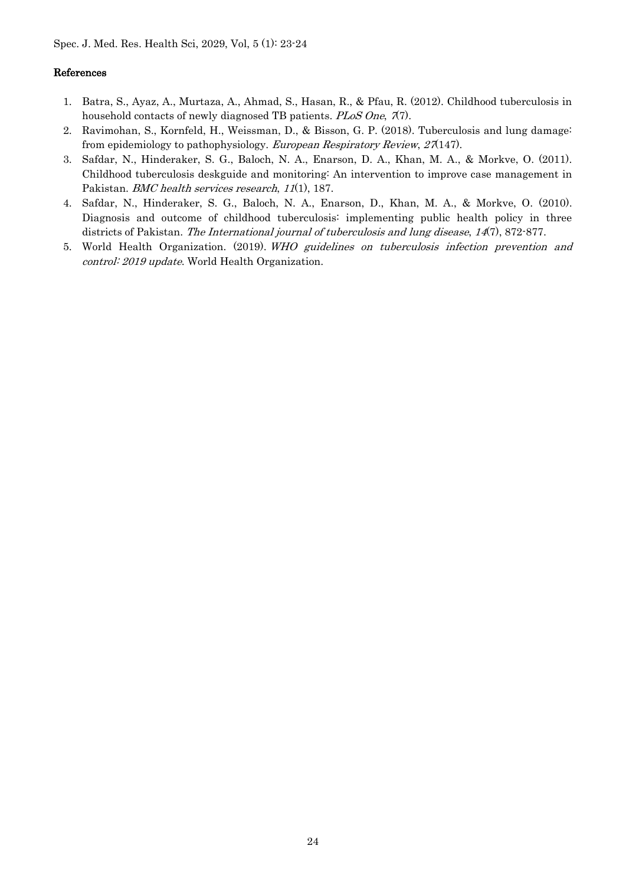## References

1. Batra, S., Ayaz, A., Murtaza, A., Ahmad, S., Hasan, R., & Pfau, R. (2012). Childhood tuberculosis in household contacts of newly diagnosed TB patients. *PLoS One*, *7*(7).
2. Ravimohan, S., Kornfeld, H., Weissman, D., & Bisson, G. P. (2018). Tuberculosis and lung damage: from epidemiology to pathophysiology. *European Respiratory Review*, *27*(147).
3. Safdar, N., Hinderaker, S. G., Baloch, N. A., Enarson, D. A., Khan, M. A., & Morkve, O. (2011). Childhood tuberculosis deskguide and monitoring: An intervention to improve case management in Pakistan. *BMC health services research*, *11*(1), 187.
4. Safdar, N., Hinderaker, S. G., Baloch, N. A., Enarson, D., Khan, M. A., & Morkve, O. (2010). Diagnosis and outcome of childhood tuberculosis: implementing public health policy in three districts of Pakistan. *The International journal of tuberculosis and lung disease*, *14*(7), 872-877.
5. World Health Organization. (2019). *WHO guidelines on tuberculosis infection prevention and control: 2019 update*. World Health Organization.